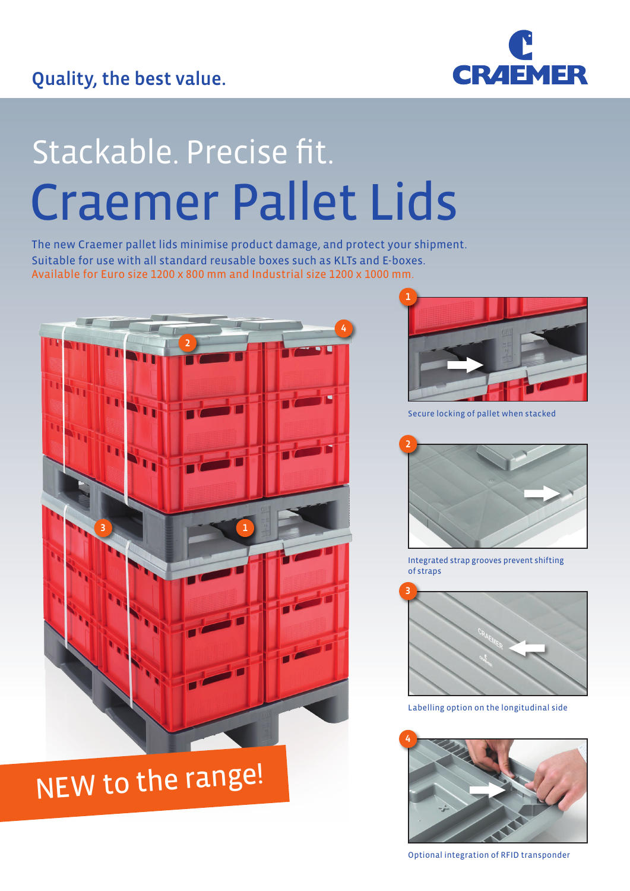Quality, the best value.

CRAEMER

Stackable. Precise fit.

# Craemer Pallet Lids

The new Craemer pallet lids minimise product damage, and protect your shipment.
Suitable for use with all standard reusable boxes such as KLTs and E-boxes.
Available for Euro size 1200 x 800 mm and Industrial size 1200 x 1000 mm.

NEW to the range!

1. Secure locking of pallet when stacked
2. Integrated strap grooves prevent shifting of straps
3. Labelling option on the longitudinal side
4. Optional integration of RFID transponder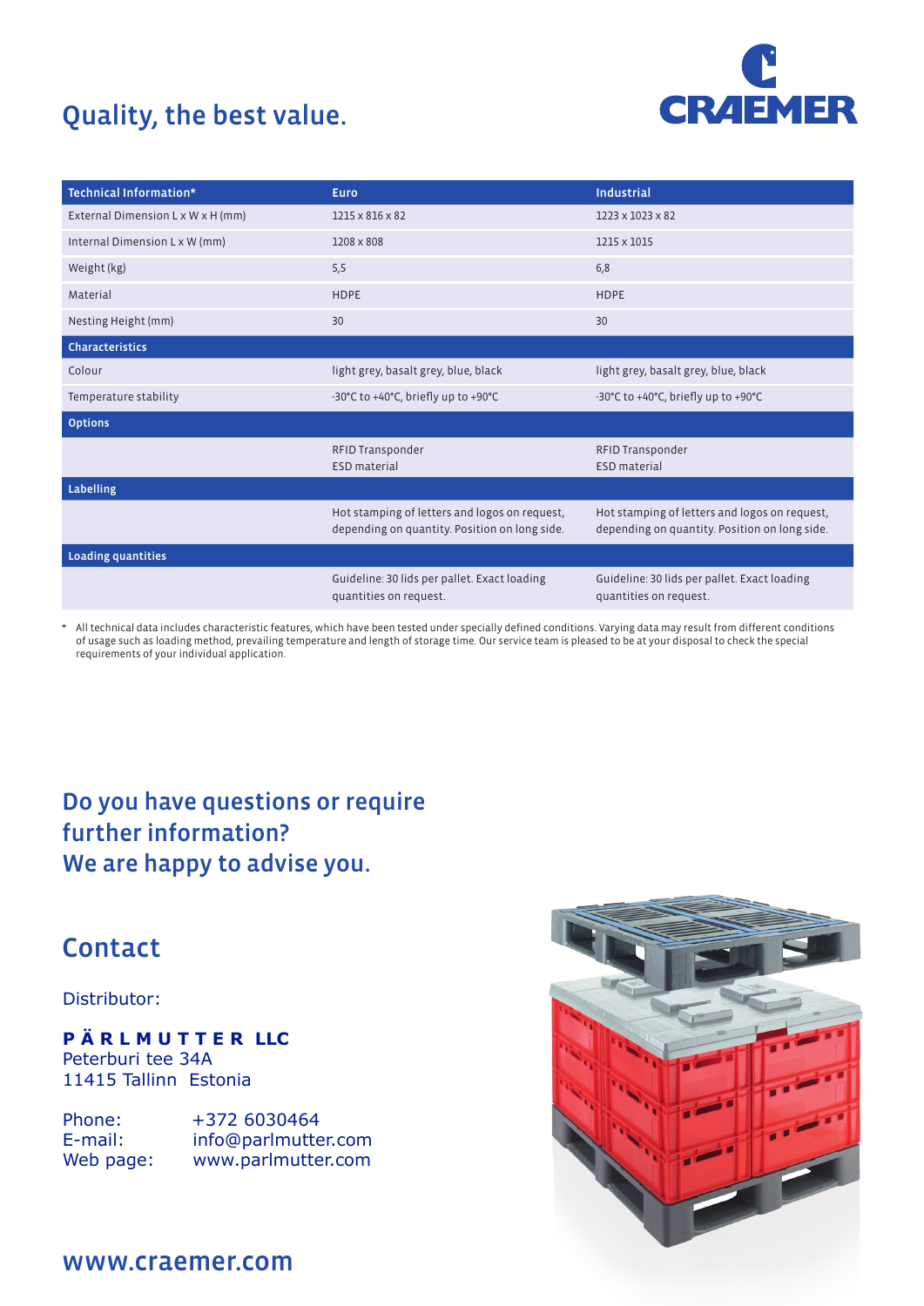## Quality, the best value.

CRAEMER

| Technical Information* | Euro | Industrial |
|---|---|---|
| External Dimension L x W x H (mm) | 1215 x 816 x 82 | 1223 x 1023 x 82 |
| Internal Dimension L x W (mm) | 1208 x 808 | 1215 x 1015 |
| Weight (kg) | 5,5 | 6,8 |
| Material | HDPE | HDPE |
| Nesting Height (mm) | 30 | 30 |
| **Characteristics** | | |
| Colour | light grey, basalt grey, blue, black | light grey, basalt grey, blue, black |
| Temperature stability | -30°C to +40°C, briefly up to +90°C | -30°C to +40°C, briefly up to +90°C |
| **Options** | | |
| | RFID Transponder<br>ESD material | RFID Transponder<br>ESD material |
| **Labelling** | | |
| | Hot stamping of letters and logos on request, depending on quantity. Position on long side. | Hot stamping of letters and logos on request, depending on quantity. Position on long side. |
| **Loading quantities** | | |
| | Guideline: 30 lids per pallet. Exact loading quantities on request. | Guideline: 30 lids per pallet. Exact loading quantities on request. |

\* All technical data includes characteristic features, which have been tested under specially defined conditions. Varying data may result from different conditions of usage such as loading method, prevailing temperature and length of storage time. Our service team is pleased to be at your disposal to check the special requirements of your individual application.

## Do you have questions or require further information? We are happy to advise you.

## Contact

Distributor:

**PÄRLMUTTER LLC**
Peterburi tee 34A
11415 Tallinn Estonia

Phone: +372 6030464
E-mail: info@parlmutter.com
Web page: www.parlmutter.com

www.craemer.com